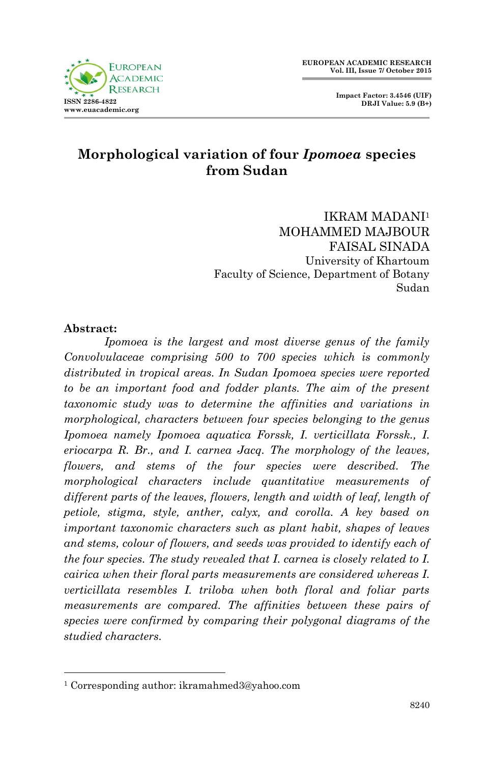# Morphological variation of four *Ipomoea* species from Sudan

IKRAM MADANI[1]
MOHAMMED MAJBOUR
FAISAL SINADA
University of Khartoum
Faculty of Science, Department of Botany
Sudan

**Abstract:**

*Ipomoea is the largest and most diverse genus of the family Convolvulaceae comprising 500 to 700 species which is commonly distributed in tropical areas. In Sudan Ipomoea species were reported to be an important food and fodder plants. The aim of the present taxonomic study was to determine the affinities and variations in morphological, characters between four species belonging to the genus Ipomoea namely Ipomoea aquatica Forssk, I. verticillata Forssk., I. eriocarpa R. Br., and I. carnea Jacq. The morphology of the leaves, flowers, and stems of the four species were described. The morphological characters include quantitative measurements of different parts of the leaves, flowers, length and width of leaf, length of petiole, stigma, style, anther, calyx, and corolla. A key based on important taxonomic characters such as plant habit, shapes of leaves and stems, colour of flowers, and seeds was provided to identify each of the four species. The study revealed that I. carnea is closely related to I. cairica when their floral parts measurements are considered whereas I. verticillata resembles I. triloba when both floral and foliar parts measurements are compared. The affinities between these pairs of species were confirmed by comparing their polygonal diagrams of the studied characters.*

[1] Corresponding author: ikramahmed3@yahoo.com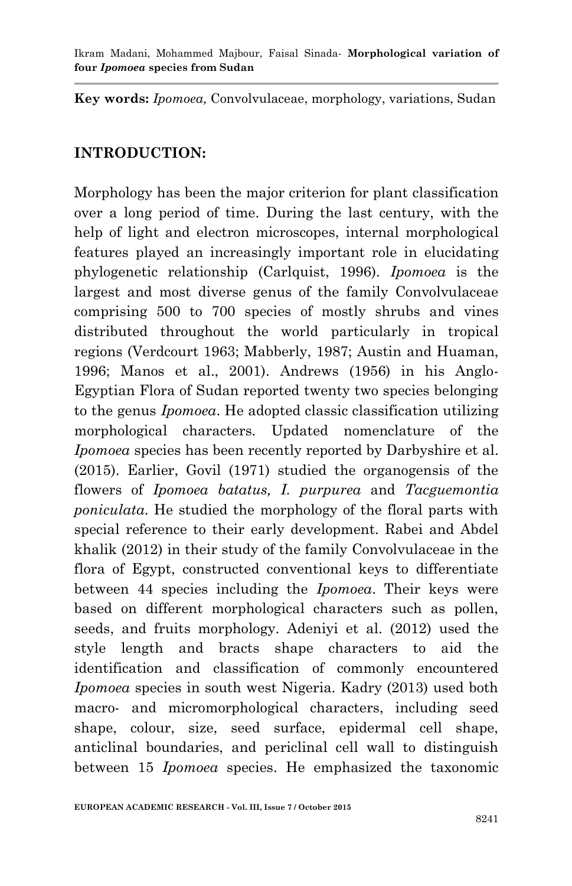**Key words:** *Ipomoea,* Convolvulaceae, morphology, variations, Sudan

## INTRODUCTION:

Morphology has been the major criterion for plant classification over a long period of time. During the last century, with the help of light and electron microscopes, internal morphological features played an increasingly important role in elucidating phylogenetic relationship (Carlquist, 1996). *Ipomoea* is the largest and most diverse genus of the family Convolvulaceae comprising 500 to 700 species of mostly shrubs and vines distributed throughout the world particularly in tropical regions (Verdcourt 1963; Mabberly, 1987; Austin and Huaman, 1996; Manos et al., 2001). Andrews (1956) in his Anglo-Egyptian Flora of Sudan reported twenty two species belonging to the genus *Ipomoea*. He adopted classic classification utilizing morphological characters. Updated nomenclature of the *Ipomoea* species has been recently reported by Darbyshire et al. (2015). Earlier, Govil (1971) studied the organogensis of the flowers of *Ipomoea batatus, I. purpurea* and *Tacguemontia poniculata*. He studied the morphology of the floral parts with special reference to their early development. Rabei and Abdel khalik (2012) in their study of the family Convolvulaceae in the flora of Egypt, constructed conventional keys to differentiate between 44 species including the *Ipomoea*. Their keys were based on different morphological characters such as pollen, seeds, and fruits morphology. Adeniyi et al. (2012) used the style length and bracts shape characters to aid the identification and classification of commonly encountered *Ipomoea* species in south west Nigeria. Kadry (2013) used both macro- and micromorphological characters, including seed shape, colour, size, seed surface, epidermal cell shape, anticlinal boundaries, and periclinal cell wall to distinguish between 15 *Ipomoea* species. He emphasized the taxonomic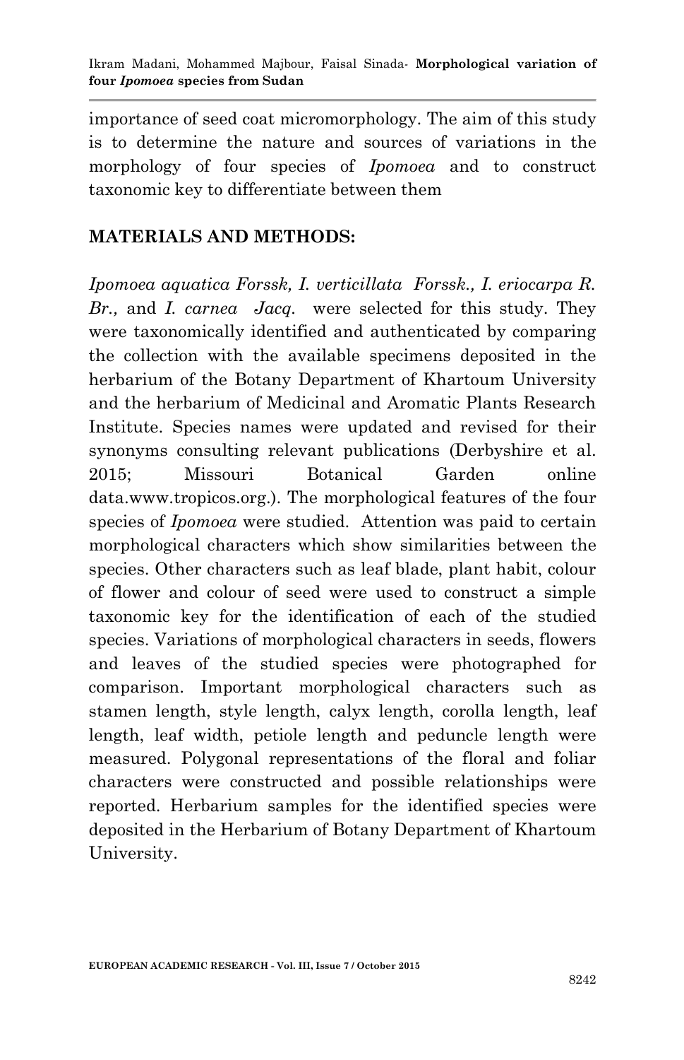importance of seed coat micromorphology. The aim of this study is to determine the nature and sources of variations in the morphology of four species of *Ipomoea* and to construct taxonomic key to differentiate between them

## MATERIALS AND METHODS:

*Ipomoea aquatica Forssk, I. verticillata Forssk., I. eriocarpa R. Br.,* and *I. carnea Jacq.* were selected for this study. They were taxonomically identified and authenticated by comparing the collection with the available specimens deposited in the herbarium of the Botany Department of Khartoum University and the herbarium of Medicinal and Aromatic Plants Research Institute. Species names were updated and revised for their synonyms consulting relevant publications (Derbyshire et al. 2015; Missouri Botanical Garden online data.www.tropicos.org.). The morphological features of the four species of *Ipomoea* were studied. Attention was paid to certain morphological characters which show similarities between the species. Other characters such as leaf blade, plant habit, colour of flower and colour of seed were used to construct a simple taxonomic key for the identification of each of the studied species. Variations of morphological characters in seeds, flowers and leaves of the studied species were photographed for comparison. Important morphological characters such as stamen length, style length, calyx length, corolla length, leaf length, leaf width, petiole length and peduncle length were measured. Polygonal representations of the floral and foliar characters were constructed and possible relationships were reported. Herbarium samples for the identified species were deposited in the Herbarium of Botany Department of Khartoum University.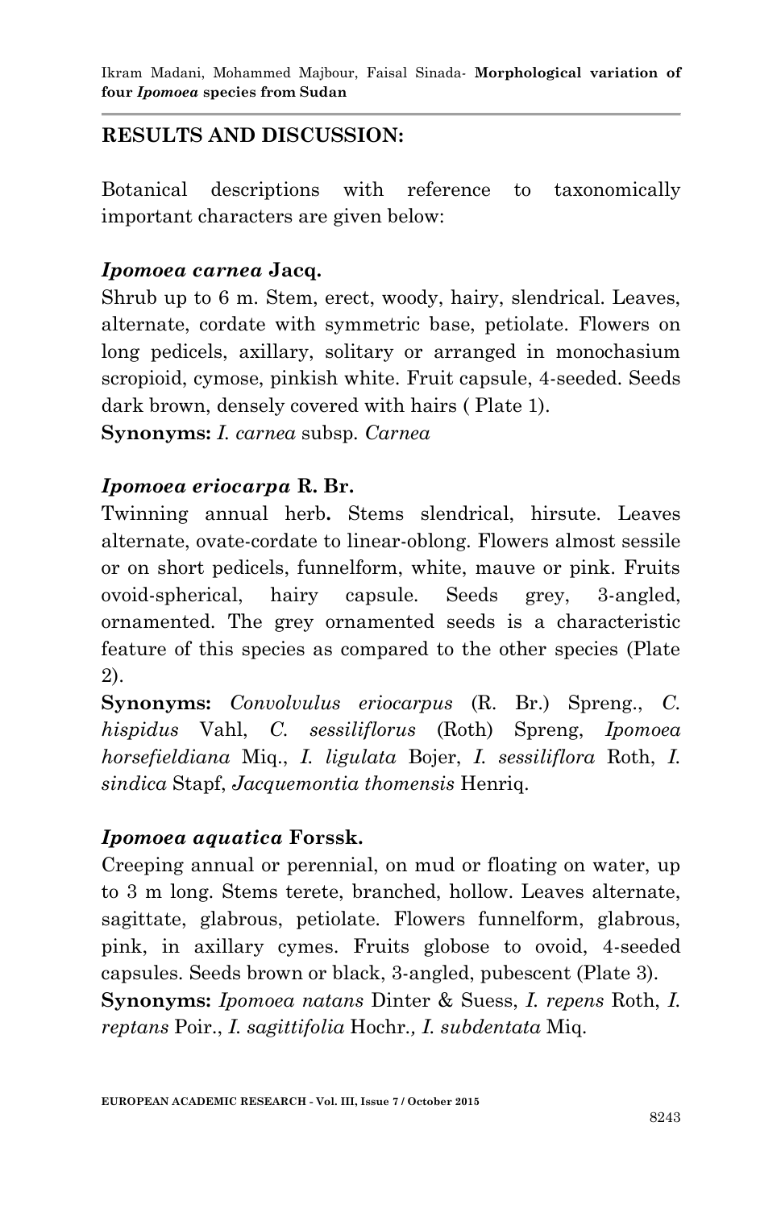## RESULTS AND DISCUSSION:

Botanical descriptions with reference to taxonomically important characters are given below:

### *Ipomoea carnea* Jacq.

Shrub up to 6 m. Stem, erect, woody, hairy, slendrical. Leaves, alternate, cordate with symmetric base, petiolate. Flowers on long pedicels, axillary, solitary or arranged in monochasium scropioid, cymose, pinkish white. Fruit capsule, 4-seeded. Seeds dark brown, densely covered with hairs ( Plate 1).

**Synonyms:** *I. carnea* subsp. *Carnea*

### *Ipomoea eriocarpa* R. Br.

Twinning annual herb**.** Stems slendrical, hirsute. Leaves alternate, ovate-cordate to linear-oblong. Flowers almost sessile or on short pedicels, funnelform, white, mauve or pink. Fruits ovoid-spherical, hairy capsule. Seeds grey, 3-angled, ornamented. The grey ornamented seeds is a characteristic feature of this species as compared to the other species (Plate 2).

**Synonyms:** *Convolvulus eriocarpus* (R. Br.) Spreng., *C. hispidus* Vahl, *C. sessiliflorus* (Roth) Spreng, *Ipomoea horsefieldiana* Miq., *I. ligulata* Bojer, *I. sessiliflora* Roth, *I. sindica* Stapf, *Jacquemontia thomensis* Henriq.

### *Ipomoea aquatica* Forssk.

Creeping annual or perennial, on mud or floating on water, up to 3 m long. Stems terete, branched, hollow. Leaves alternate, sagittate, glabrous, petiolate. Flowers funnelform, glabrous, pink, in axillary cymes. Fruits globose to ovoid, 4-seeded capsules. Seeds brown or black, 3-angled, pubescent (Plate 3).

**Synonyms:** *Ipomoea natans* Dinter & Suess, *I. repens* Roth, *I. reptans* Poir., *I. sagittifolia* Hochr.*, I. subdentata* Miq.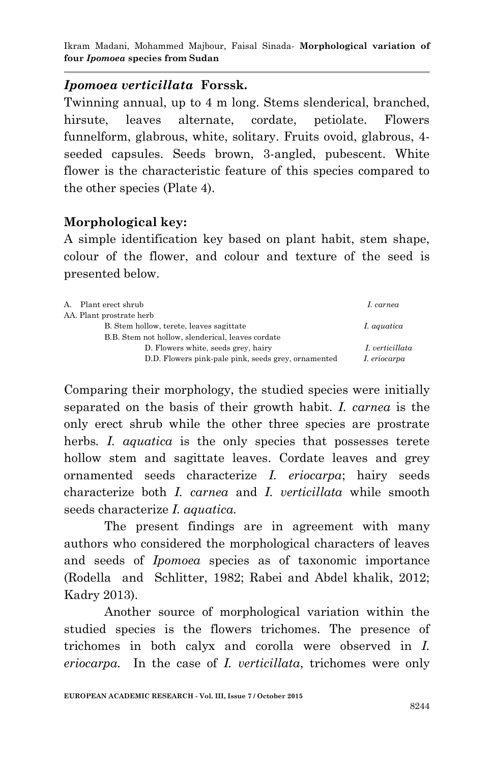### *Ipomoea verticillata* Forssk.

Twinning annual, up to 4 m long. Stems slenderical, branched, hirsute, leaves alternate, cordate, petiolate. Flowers funnelform, glabrous, white, solitary. Fruits ovoid, glabrous, 4-seeded capsules. Seeds brown, 3-angled, pubescent. White flower is the characteristic feature of this species compared to the other species (Plate 4).

### Morphological key:

A simple identification key based on plant habit, stem shape, colour of the flower, and colour and texture of the seed is presented below.

```
A.  Plant erect shrub                                                    I. carnea
AA. Plant prostrate herb
        B. Stem hollow, terete, leaves sagittate                         I. aquatica
        B.B. Stem not hollow, slenderical, leaves cordate
                D. Flowers white, seeds grey, hairy                      I. verticillata
                D.D. Flowers pink-pale pink, seeds grey, ornamented      I. eriocarpa
```

Comparing their morphology, the studied species were initially separated on the basis of their growth habit. *I. carnea* is the only erect shrub while the other three species are prostrate herbs. *I. aquatica* is the only species that possesses terete hollow stem and sagittate leaves. Cordate leaves and grey ornamented seeds characterize *I. eriocarpa*; hairy seeds characterize both *I. carnea* and *I. verticillata* while smooth seeds characterize *I. aquatica.*

The present findings are in agreement with many authors who considered the morphological characters of leaves and seeds of *Ipomoea* species as of taxonomic importance (Rodella and Schlitter, 1982; Rabei and Abdel khalik, 2012; Kadry 2013).

Another source of morphological variation within the studied species is the flowers trichomes. The presence of trichomes in both calyx and corolla were observed in *I. eriocarpa.* In the case of *I. verticillata*, trichomes were only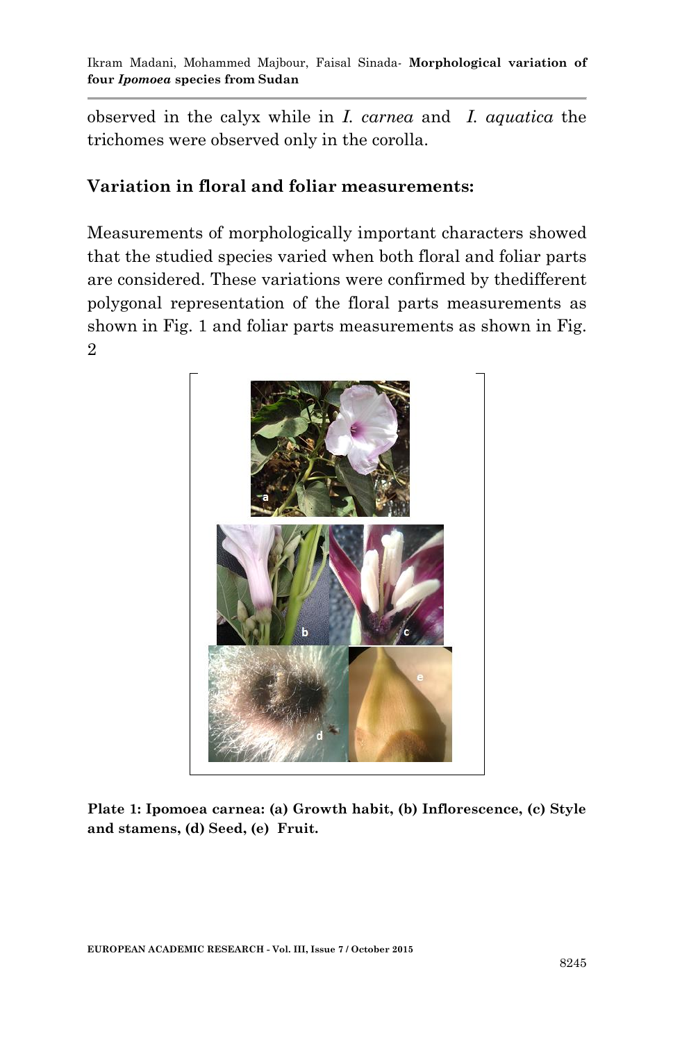observed in the calyx while in *I. carnea* and *I. aquatica* the trichomes were observed only in the corolla.

## Variation in floral and foliar measurements:

Measurements of morphologically important characters showed that the studied species varied when both floral and foliar parts are considered. These variations were confirmed by thedifferent polygonal representation of the floral parts measurements as shown in Fig. 1 and foliar parts measurements as shown in Fig. 2

**Plate 1: Ipomoea carnea: (a) Growth habit, (b) Inflorescence, (c) Style and stamens, (d) Seed, (e) Fruit.**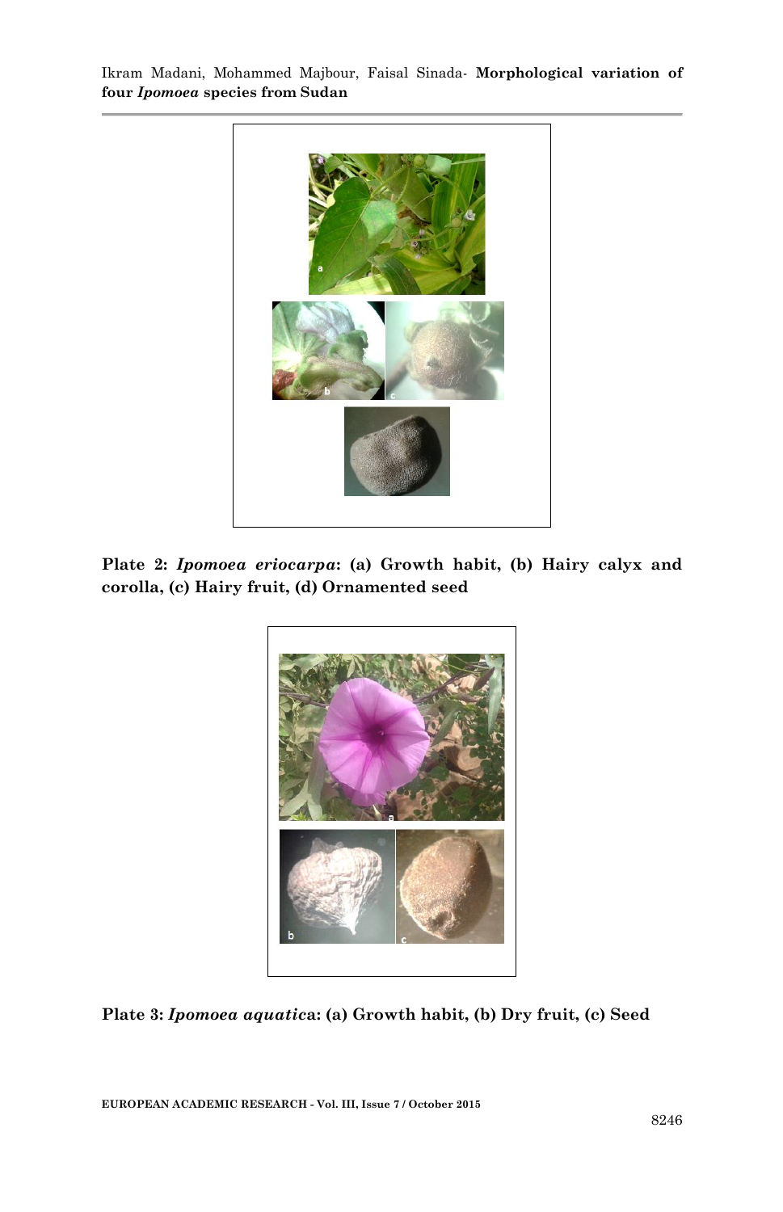**Plate 2: *Ipomoea eriocarpa*: (a) Growth habit, (b) Hairy calyx and corolla, (c) Hairy fruit, (d) Ornamented seed**

**Plate 3: *Ipomoea aquatica*: (a) Growth habit, (b) Dry fruit, (c) Seed**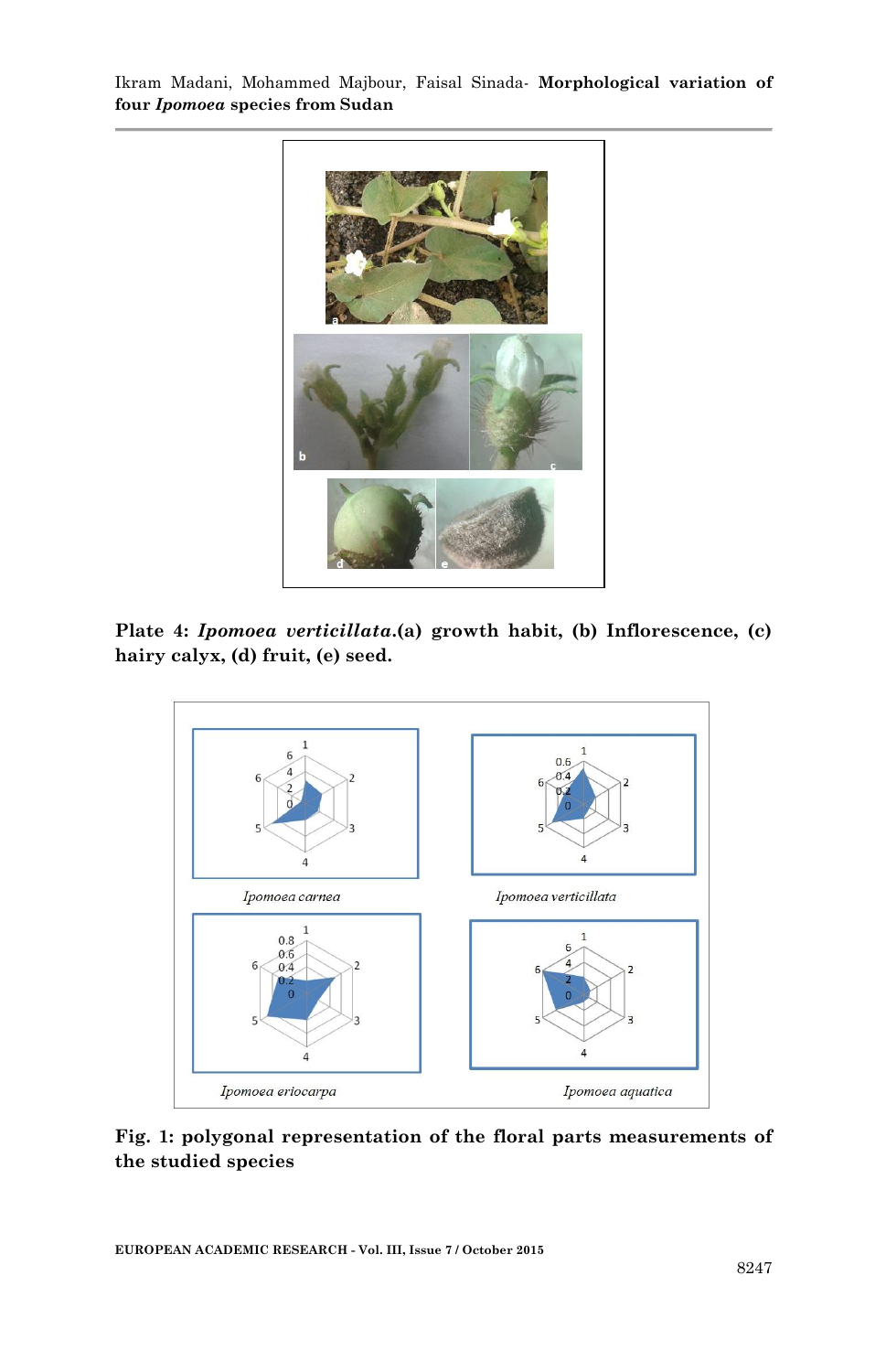Plate 4: ***Ipomoea verticillata*.(a) growth habit, (b) Inflorescence, (c) hairy calyx, (d) fruit, (e) seed.**

**Fig. 1: polygonal representation of the floral parts measurements of the studied species**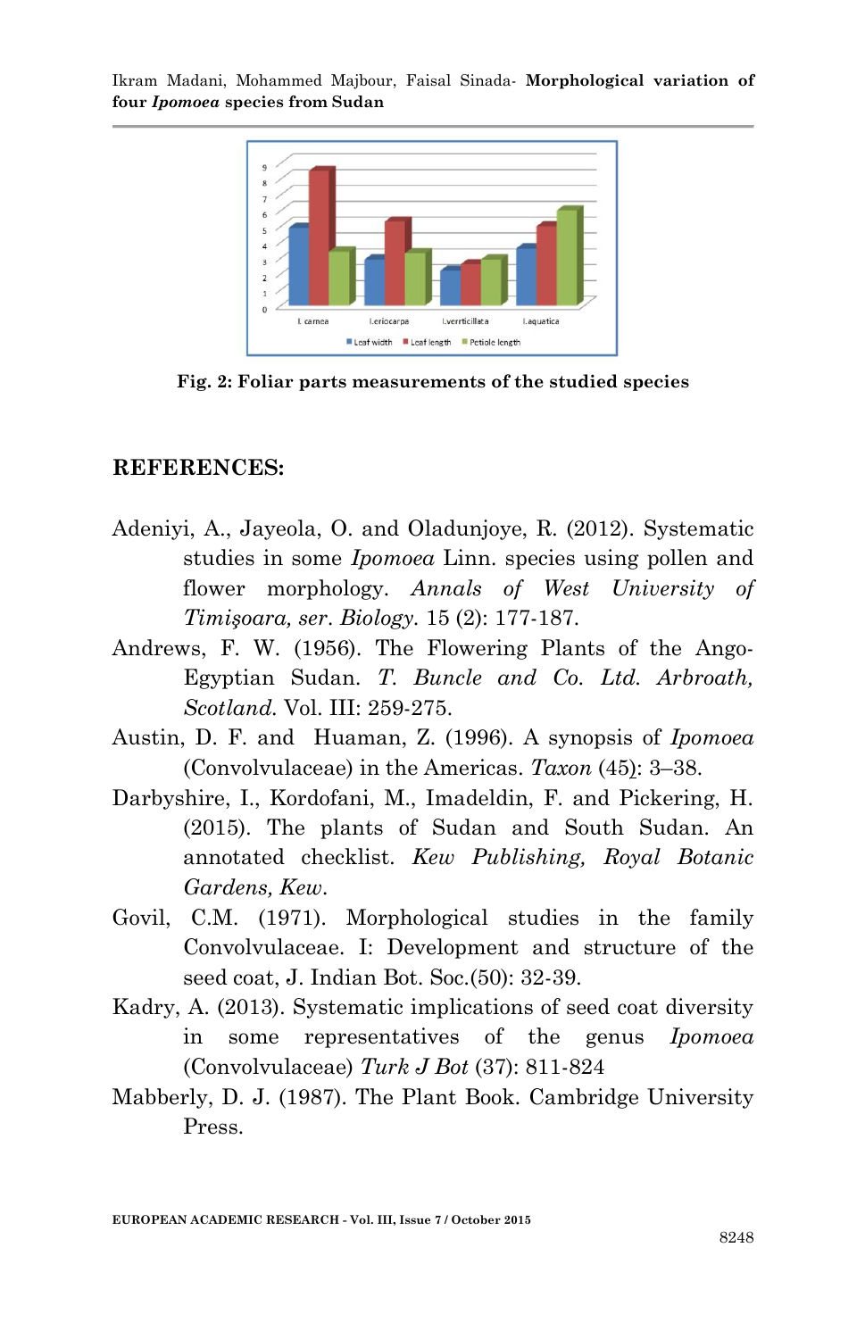Fig. 2: Foliar parts measurements of the studied species

## REFERENCES:

Adeniyi, A., Jayeola, O. and Oladunjoye, R. (2012). Systematic studies in some *Ipomoea* Linn. species using pollen and flower morphology. *Annals of West University of Timişoara, ser. Biology.* 15 (2): 177-187.

Andrews, F. W. (1956). The Flowering Plants of the Ango-Egyptian Sudan. *T. Buncle and Co. Ltd. Arbroath, Scotland.* Vol. III: 259-275.

Austin, D. F. and Huaman, Z. (1996). A synopsis of *Ipomoea* (Convolvulaceae) in the Americas. *Taxon* (45): 3–38.

Darbyshire, I., Kordofani, M., Imadeldin, F. and Pickering, H. (2015). The plants of Sudan and South Sudan. An annotated checklist. *Kew Publishing, Royal Botanic Gardens, Kew.*

Govil, C.M. (1971). Morphological studies in the family Convolvulaceae. I: Development and structure of the seed coat, J. Indian Bot. Soc.(50): 32-39.

Kadry, A. (2013). Systematic implications of seed coat diversity in some representatives of the genus *Ipomoea* (Convolvulaceae) *Turk J Bot* (37): 811-824

Mabberly, D. J. (1987). The Plant Book. Cambridge University Press.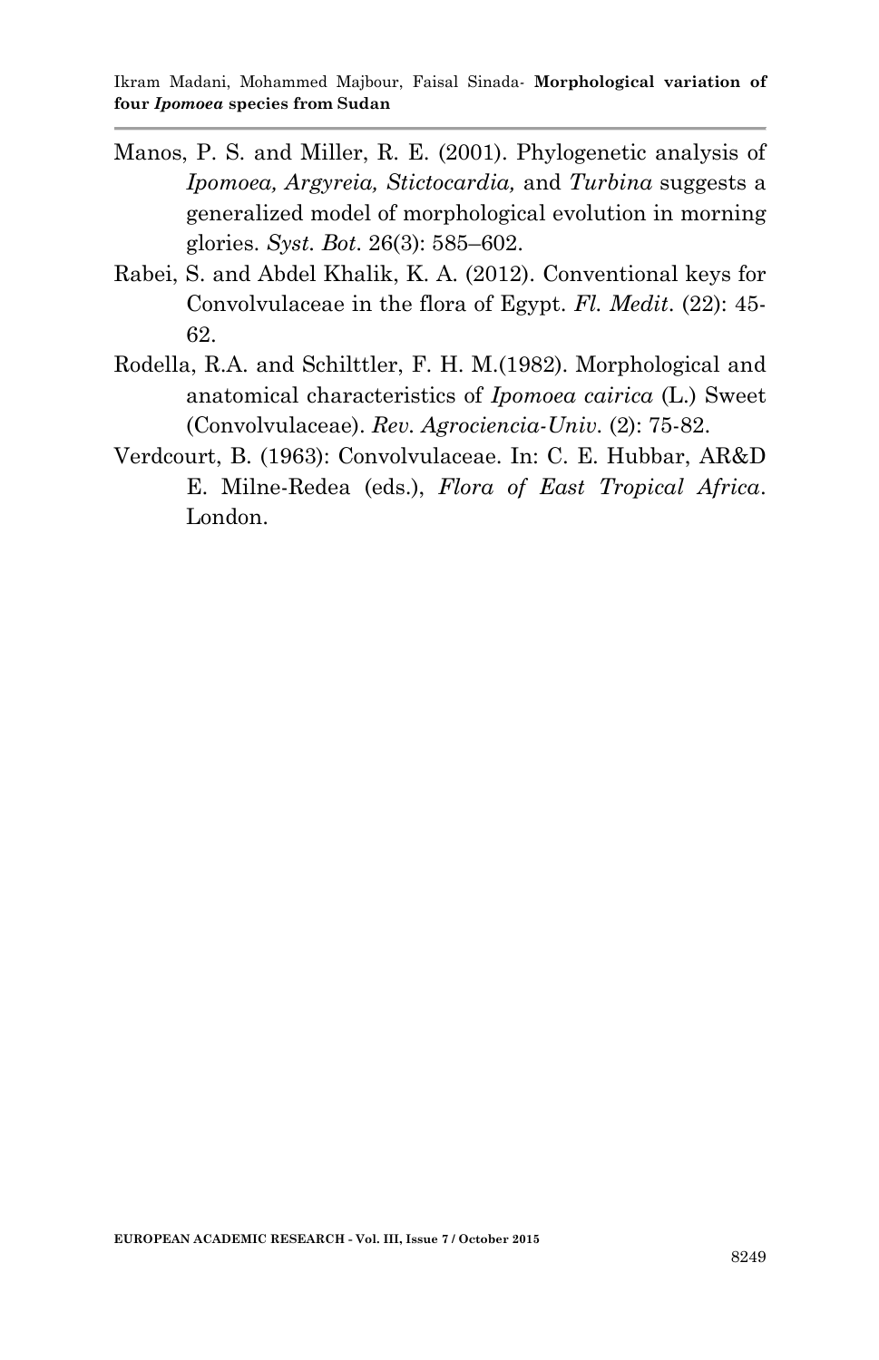Manos, P. S. and Miller, R. E. (2001). Phylogenetic analysis of *Ipomoea, Argyreia, Stictocardia,* and *Turbina* suggests a generalized model of morphological evolution in morning glories. *Syst. Bot*. 26(3): 585–602.

Rabei, S. and Abdel Khalik, K. A. (2012). Conventional keys for Convolvulaceae in the flora of Egypt. *Fl. Medit*. (22): 45-62.

Rodella, R.A. and Schilttler, F. H. M.(1982). Morphological and anatomical characteristics of *Ipomoea cairica* (L.) Sweet (Convolvulaceae). *Rev. Agrociencia-Univ.* (2): 75-82.

Verdcourt, B. (1963): Convolvulaceae. In: C. E. Hubbar, AR&D E. Milne-Redea (eds.), *Flora of East Tropical Africa*. London.